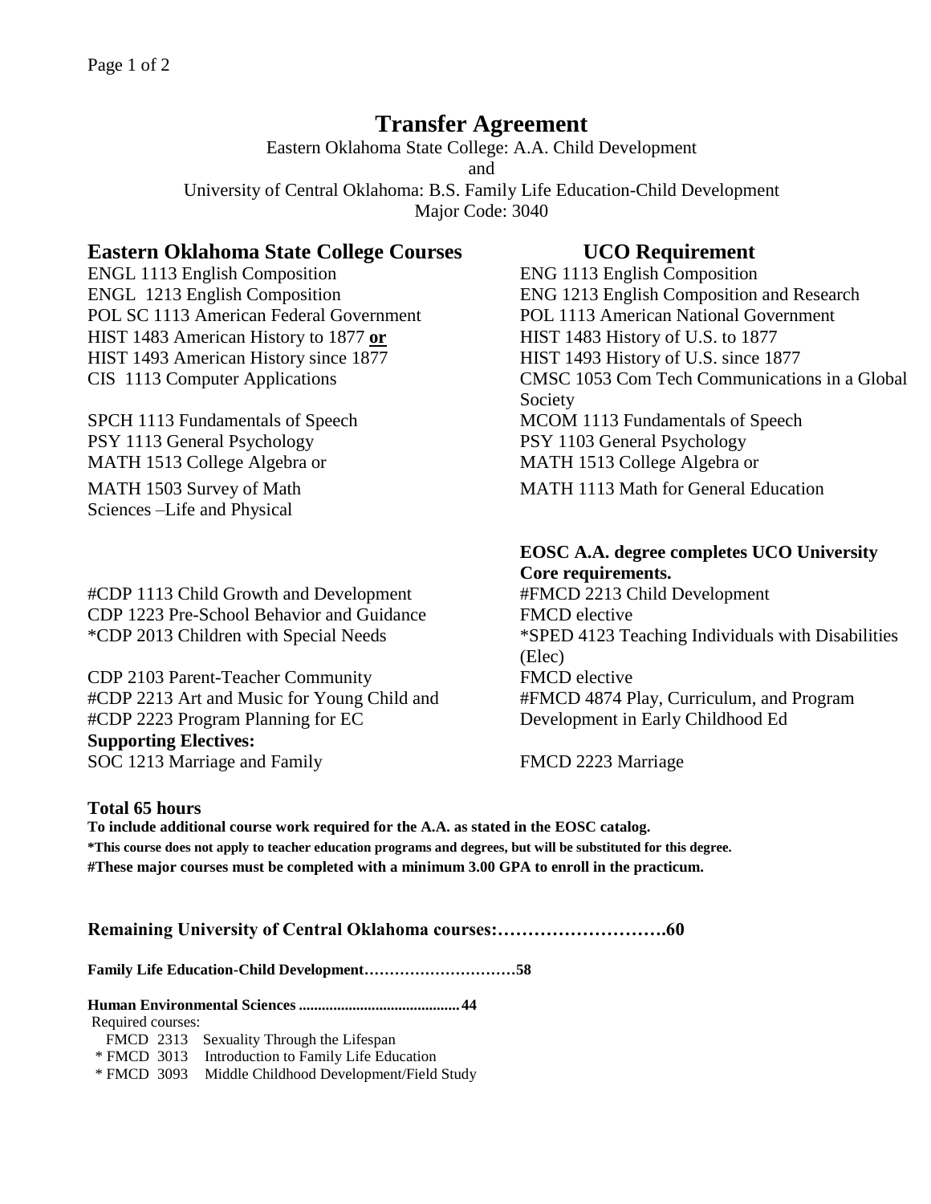# Transfer Agreement

Eastern Oklahoma State College: A.A. Child Development

and

University of Central Oklahoma: B.S. Family Life Education-Child Development

Major Code: 3040

| Eastern Oklahoma State College Courses | UCO Requirement |
|---|---|
| ENGL 1113 English Composition | ENG 1113 English Composition |
| ENGL 1213 English Composition | ENG 1213 English Composition and Research |
| POL SC 1113 American Federal Government | POL 1113 American National Government |
| HIST 1483 American History to 1877 **or** | HIST 1483 History of U.S. to 1877 |
| HIST 1493 American History since 1877 | HIST 1493 History of U.S. since 1877 |
| CIS 1113 Computer Applications | CMSC 1053 Com Tech Communications in a Global Society |
| SPCH 1113 Fundamentals of Speech | MCOM 1113 Fundamentals of Speech |
| PSY 1113 General Psychology | PSY 1103 General Psychology |
| MATH 1513 College Algebra or | MATH 1513 College Algebra or |
| MATH 1503 Survey of Math | MATH 1113 Math for General Education |
| Sciences –Life and Physical | |
| | **EOSC A.A. degree completes UCO University Core requirements.** |
| #CDP 1113 Child Growth and Development | #FMCD 2213 Child Development |
| CDP 1223 Pre-School Behavior and Guidance | FMCD elective |
| *CDP 2013 Children with Special Needs | *SPED 4123 Teaching Individuals with Disabilities (Elec) |
| CDP 2103 Parent-Teacher Community | FMCD elective |
| #CDP 2213 Art and Music for Young Child and | #FMCD 4874 Play, Curriculum, and Program |
| #CDP 2223 Program Planning for EC | Development in Early Childhood Ed |
| **Supporting Electives:** | |
| SOC 1213 Marriage and Family | FMCD 2223 Marriage |

**Total 65 hours**

**To include additional course work required for the A.A. as stated in the EOSC catalog.**

***This course does not apply to teacher education programs and degrees, but will be substituted for this degree.**

**#These major courses must be completed with a minimum 3.00 GPA to enroll in the practicum.**

**Remaining University of Central Oklahoma courses:……………………….60**

**Family Life Education-Child Development……………………….58**

**Human Environmental Sciences ..........................................44**

Required courses:

- FMCD 2313 Sexuality Through the Lifespan
- * FMCD 3013 Introduction to Family Life Education
- * FMCD 3093 Middle Childhood Development/Field Study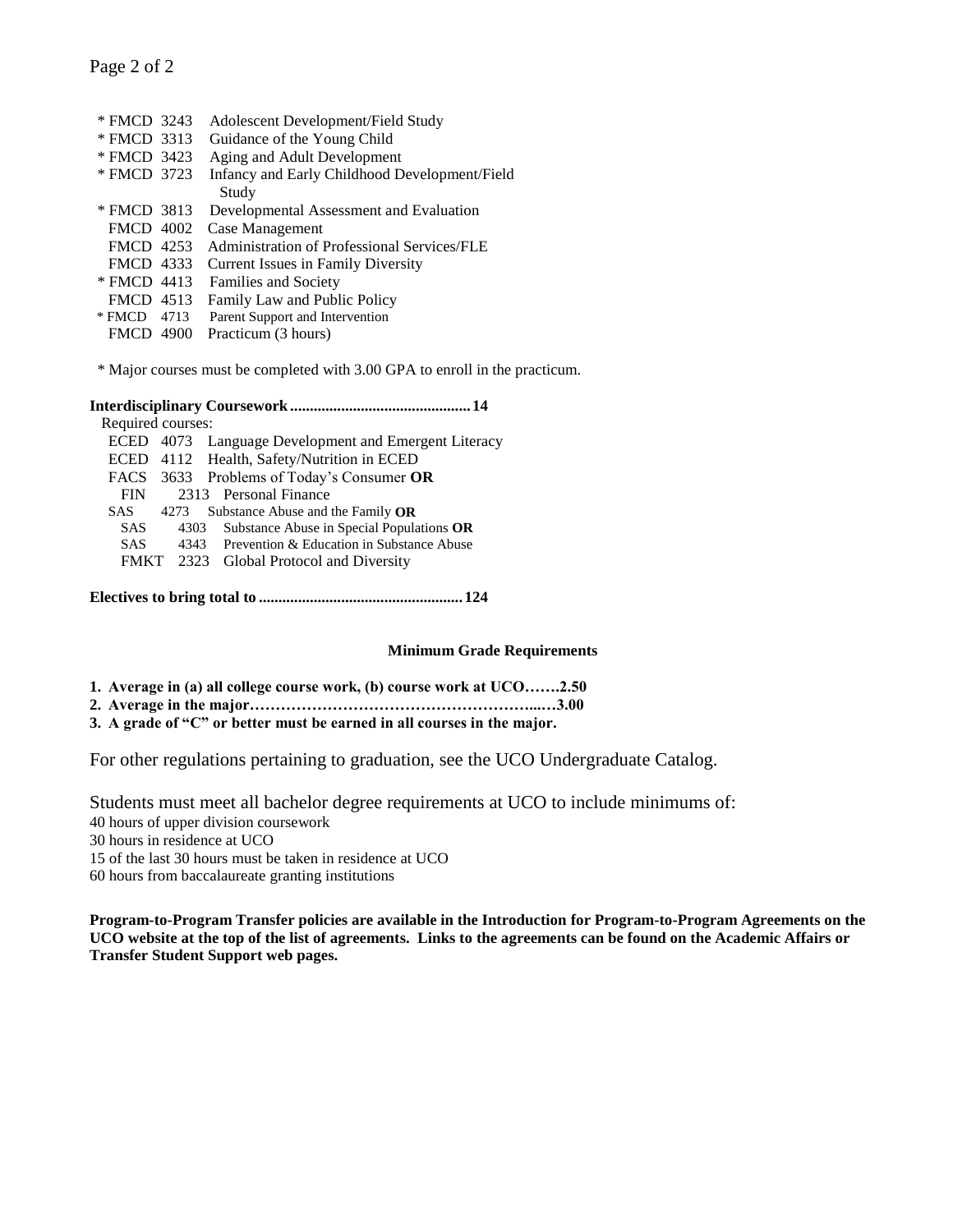* FMCD 3243 Adolescent Development/Field Study
* FMCD 3313 Guidance of the Young Child
* FMCD 3423 Aging and Adult Development
* FMCD 3723 Infancy and Early Childhood Development/Field Study
* FMCD 3813 Developmental Assessment and Evaluation
FMCD 4002 Case Management
FMCD 4253 Administration of Professional Services/FLE
FMCD 4333 Current Issues in Family Diversity
* FMCD 4413 Families and Society
FMCD 4513 Family Law and Public Policy
* FMCD 4713 Parent Support and Intervention
FMCD 4900 Practicum (3 hours)

* Major courses must be completed with 3.00 GPA to enroll in the practicum.

**Interdisciplinary Coursework............................................. 14**

Required courses:

ECED 4073 Language Development and Emergent Literacy
ECED 4112 Health, Safety/Nutrition in ECED
FACS 3633 Problems of Today's Consumer **OR**
FIN 2313 Personal Finance
SAS 4273 Substance Abuse and the Family **OR**
SAS 4303 Substance Abuse in Special Populations **OR**
SAS 4343 Prevention & Education in Substance Abuse
FMKT 2323 Global Protocol and Diversity

**Electives to bring total to ................................................... 124**

### Minimum Grade Requirements

**1. Average in (a) all college course work, (b) course work at UCO…….2.50**
**2. Average in the major……………………………………………...…3.00**
**3. A grade of "C" or better must be earned in all courses in the major.**

For other regulations pertaining to graduation, see the UCO Undergraduate Catalog.

Students must meet all bachelor degree requirements at UCO to include minimums of:
40 hours of upper division coursework
30 hours in residence at UCO
15 of the last 30 hours must be taken in residence at UCO
60 hours from baccalaureate granting institutions

**Program-to-Program Transfer policies are available in the Introduction for Program-to-Program Agreements on the UCO website at the top of the list of agreements. Links to the agreements can be found on the Academic Affairs or Transfer Student Support web pages.**